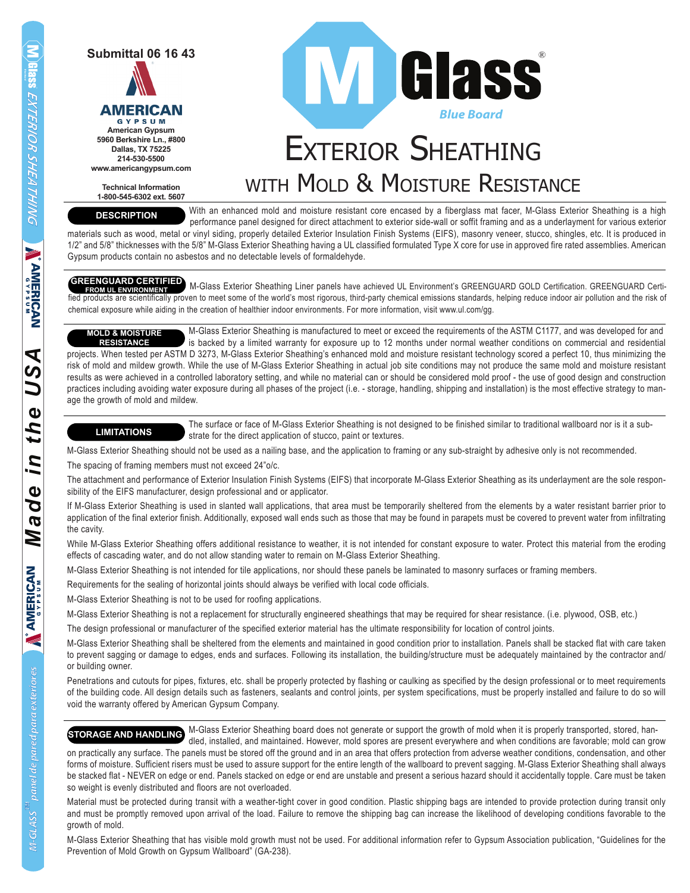Submittal 06 16 43

**AMERICAN GYPSUM**
American Gypsum
5960 Berkshire Ln., #800
Dallas, TX 75225
214-530-5500
www.americangypsum.com

Technical Information
1-800-545-6302 ext. 5607

# M Glass® Blue Board

# Exterior Sheathing with Mold & Moisture Resistance

## DESCRIPTION

With an enhanced mold and moisture resistant core encased by a fiberglass mat facer, M-Glass Exterior Sheathing is a high performance panel designed for direct attachment to exterior side-wall or soffit framing and as a underlayment for various exterior materials such as wood, metal or vinyl siding, properly detailed Exterior Insulation Finish Systems (EIFS), masonry veneer, stucco, shingles, etc. It is produced in 1/2" and 5/8" thicknesses with the 5/8" M-Glass Exterior Sheathing having a UL classified formulated Type X core for use in approved fire rated assemblies. American Gypsum products contain no asbestos and no detectable levels of formaldehyde.

## GREENGUARD CERTIFIED FROM UL ENVIRONMENT

M-Glass Exterior Sheathing Liner panels have achieved UL Environment's GREENGUARD GOLD Certification. GREENGUARD Certified products are scientifically proven to meet some of the world's most rigorous, third-party chemical emissions standards, helping reduce indoor air pollution and the risk of chemical exposure while aiding in the creation of healthier indoor environments. For more information, visit www.ul.com/gg.

## MOLD & MOISTURE RESISTANCE

M-Glass Exterior Sheathing is manufactured to meet or exceed the requirements of the ASTM C1177, and was developed for and is backed by a limited warranty for exposure up to 12 months under normal weather conditions on commercial and residential projects. When tested per ASTM D 3273, M-Glass Exterior Sheathing's enhanced mold and moisture resistant technology scored a perfect 10, thus minimizing the risk of mold and mildew growth. While the use of M-Glass Exterior Sheathing in actual job site conditions may not produce the same mold and moisture resistant results as were achieved in a controlled laboratory setting, and while no material can or should be considered mold proof - the use of good design and construction practices including avoiding water exposure during all phases of the project (i.e. - storage, handling, shipping and installation) is the most effective strategy to manage the growth of mold and mildew.

## LIMITATIONS

The surface or face of M-Glass Exterior Sheathing is not designed to be finished similar to traditional wallboard nor is it a substrate for the direct application of stucco, paint or textures.

M-Glass Exterior Sheathing should not be used as a nailing base, and the application to framing or any sub-straight by adhesive only is not recommended.

The spacing of framing members must not exceed 24"o/c.

The attachment and performance of Exterior Insulation Finish Systems (EIFS) that incorporate M-Glass Exterior Sheathing as its underlayment are the sole responsibility of the EIFS manufacturer, design professional and or applicator.

If M-Glass Exterior Sheathing is used in slanted wall applications, that area must be temporarily sheltered from the elements by a water resistant barrier prior to application of the final exterior finish. Additionally, exposed wall ends such as those that may be found in parapets must be covered to prevent water from infiltrating the cavity.

While M-Glass Exterior Sheathing offers additional resistance to weather, it is not intended for constant exposure to water. Protect this material from the eroding effects of cascading water, and do not allow standing water to remain on M-Glass Exterior Sheathing.

M-Glass Exterior Sheathing is not intended for tile applications, nor should these panels be laminated to masonry surfaces or framing members.

Requirements for the sealing of horizontal joints should always be verified with local code officials.

M-Glass Exterior Sheathing is not to be used for roofing applications.

M-Glass Exterior Sheathing is not a replacement for structurally engineered sheathings that may be required for shear resistance. (i.e. plywood, OSB, etc.)

The design professional or manufacturer of the specified exterior material has the ultimate responsibility for location of control joints.

M-Glass Exterior Sheathing shall be sheltered from the elements and maintained in good condition prior to installation. Panels shall be stacked flat with care taken to prevent sagging or damage to edges, ends and surfaces. Following its installation, the building/structure must be adequately maintained by the contractor and/or building owner.

Penetrations and cutouts for pipes, fixtures, etc. shall be properly protected by flashing or caulking as specified by the design professional or to meet requirements of the building code. All design details such as fasteners, sealants and control joints, per system specifications, must be properly installed and failure to do so will void the warranty offered by American Gypsum Company.

## STORAGE AND HANDLING

M-Glass Exterior Sheathing board does not generate or support the growth of mold when it is properly transported, stored, handled, installed, and maintained. However, mold spores are present everywhere and when conditions are favorable; mold can grow on practically any surface. The panels must be stored off the ground and in an area that offers protection from adverse weather conditions, condensation, and other forms of moisture. Sufficient risers must be used to assure support for the entire length of the wallboard to prevent sagging. M-Glass Exterior Sheathing shall always be stacked flat - NEVER on edge or end. Panels stacked on edge or end are unstable and present a serious hazard should it accidentally topple. Care must be taken so weight is evenly distributed and floors are not overloaded.

Material must be protected during transit with a weather-tight cover in good condition. Plastic shipping bags are intended to provide protection during transit only and must be promptly removed upon arrival of the load. Failure to remove the shipping bag can increase the likelihood of developing conditions favorable to the growth of mold.

M-Glass Exterior Sheathing that has visible mold growth must not be used. For additional information refer to Gypsum Association publication, "Guidelines for the Prevention of Mold Growth on Gypsum Wallboard" (GA-238).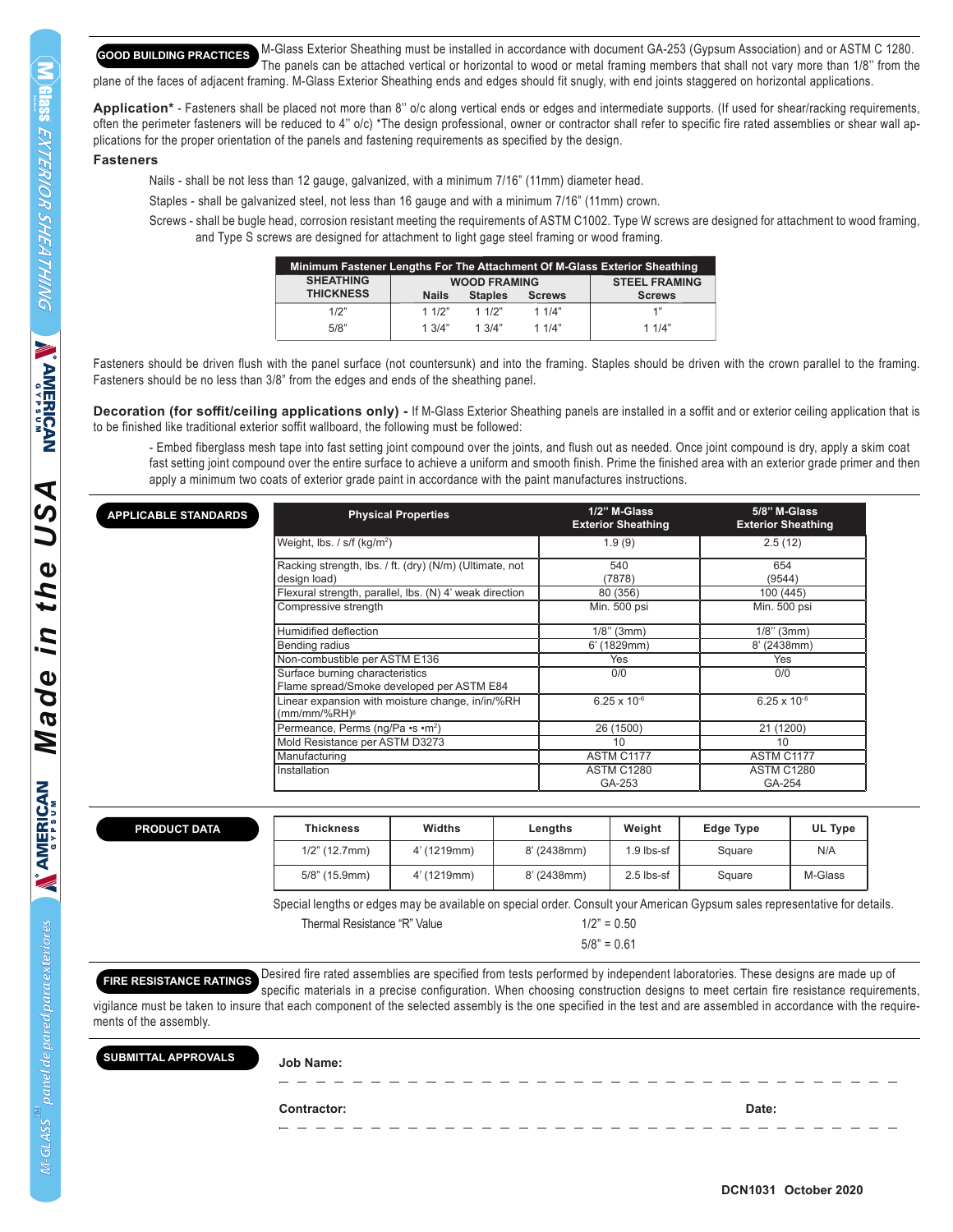## GOOD BUILDING PRACTICES

M-Glass Exterior Sheathing must be installed in accordance with document GA-253 (Gypsum Association) and or ASTM C 1280. The panels can be attached vertical or horizontal to wood or metal framing members that shall not vary more than 1/8'' from the plane of the faces of adjacent framing. M-Glass Exterior Sheathing ends and edges should fit snugly, with end joints staggered on horizontal applications.

**Application*** - Fasteners shall be placed not more than 8'' o/c along vertical ends or edges and intermediate supports. (If used for shear/racking requirements, often the perimeter fasteners will be reduced to 4'' o/c) *The design professional, owner or contractor shall refer to specific fire rated assemblies or shear wall applications for the proper orientation of the panels and fastening requirements as specified by the design.

**Fasteners**

Nails - shall be not less than 12 gauge, galvanized, with a minimum 7/16" (11mm) diameter head.

Staples - shall be galvanized steel, not less than 16 gauge and with a minimum 7/16" (11mm) crown.

Screws - shall be bugle head, corrosion resistant meeting the requirements of ASTM C1002. Type W screws are designed for attachment to wood framing, and Type S screws are designed for attachment to light gage steel framing or wood framing.

**Minimum Fastener Lengths For The Attachment Of M-Glass Exterior Sheathing**

| SHEATHING THICKNESS | WOOD FRAMING | | | STEEL FRAMING |
|---|---|---|---|---|
| | Nails | Staples | Screws | Screws |
| 1/2" | 1 1/2" | 1 1/2" | 1 1/4" | 1" |
| 5/8" | 1 3/4" | 1 3/4" | 1 1/4" | 1 1/4" |

Fasteners should be driven flush with the panel surface (not countersunk) and into the framing. Staples should be driven with the crown parallel to the framing. Fasteners should be no less than 3/8" from the edges and ends of the sheathing panel.

**Decoration (for soffit/ceiling applications only) -** If M-Glass Exterior Sheathing panels are installed in a soffit and or exterior ceiling application that is to be finished like traditional exterior soffit wallboard, the following must be followed:

- Embed fiberglass mesh tape into fast setting joint compound over the joints, and flush out as needed. Once joint compound is dry, apply a skim coat fast setting joint compound over the entire surface to achieve a uniform and smooth finish. Prime the finished area with an exterior grade primer and then apply a minimum two coats of exterior grade paint in accordance with the paint manufactures instructions.

## APPLICABLE STANDARDS

| Physical Properties | 1/2" M-Glass Exterior Sheathing | 5/8" M-Glass Exterior Sheathing |
|---|---|---|
| Weight, lbs. / s/f (kg/m$^2$) | 1.9 (9) | 2.5 (12) |
| Racking strength, lbs. / ft. (dry) (N/m) (Ultimate, not design load) | 540 (7878) | 654 (9544) |
| Flexural strength, parallel, lbs. (N) 4' weak direction | 80 (356) | 100 (445) |
| Compressive strength | Min. 500 psi | Min. 500 psi |
| Humidified deflection | 1/8" (3mm) | 1/8" (3mm) |
| Bending radius | 6' (1829mm) | 8' (2438mm) |
| Non-combustible per ASTM E136 | Yes | Yes |
| Surface burning characteristics Flame spread/Smoke developed per ASTM E84 | 0/0 | 0/0 |
| Linear expansion with moisture change, in/in/%RH (mm/mm/%RH)[6] | $6.25 \times 10^{-6}$ | $6.25 \times 10^{-6}$ |
| Permeance, Perms (ng/Pa •s •m$^2$) | 26 (1500) | 21 (1200) |
| Mold Resistance per ASTM D3273 | 10 | 10 |
| Manufacturing | ASTM C1177 | ASTM C1177 |
| Installation | ASTM C1280 GA-253 | ASTM C1280 GA-254 |

## PRODUCT DATA

| Thickness | Widths | Lengths | Weight | Edge Type | UL Type |
|---|---|---|---|---|---|
| 1/2" (12.7mm) | 4' (1219mm) | 8' (2438mm) | 1.9 lbs-sf | Square | N/A |
| 5/8" (15.9mm) | 4' (1219mm) | 8' (2438mm) | 2.5 lbs-sf | Square | M-Glass |

Special lengths or edges may be available on special order. Consult your American Gypsum sales representative for details.

Thermal Resistance "R" Value 1/2" = 0.50

5/8" = 0.61

## FIRE RESISTANCE RATINGS

Desired fire rated assemblies are specified from tests performed by independent laboratories. These designs are made up of specific materials in a precise configuration. When choosing construction designs to meet certain fire resistance requirements, vigilance must be taken to insure that each component of the selected assembly is the one specified in the test and are assembled in accordance with the requirements of the assembly.

## SUBMITTAL APPROVALS

**Job Name:**

**Contractor:** **Date:**

DCN1031 October 2020